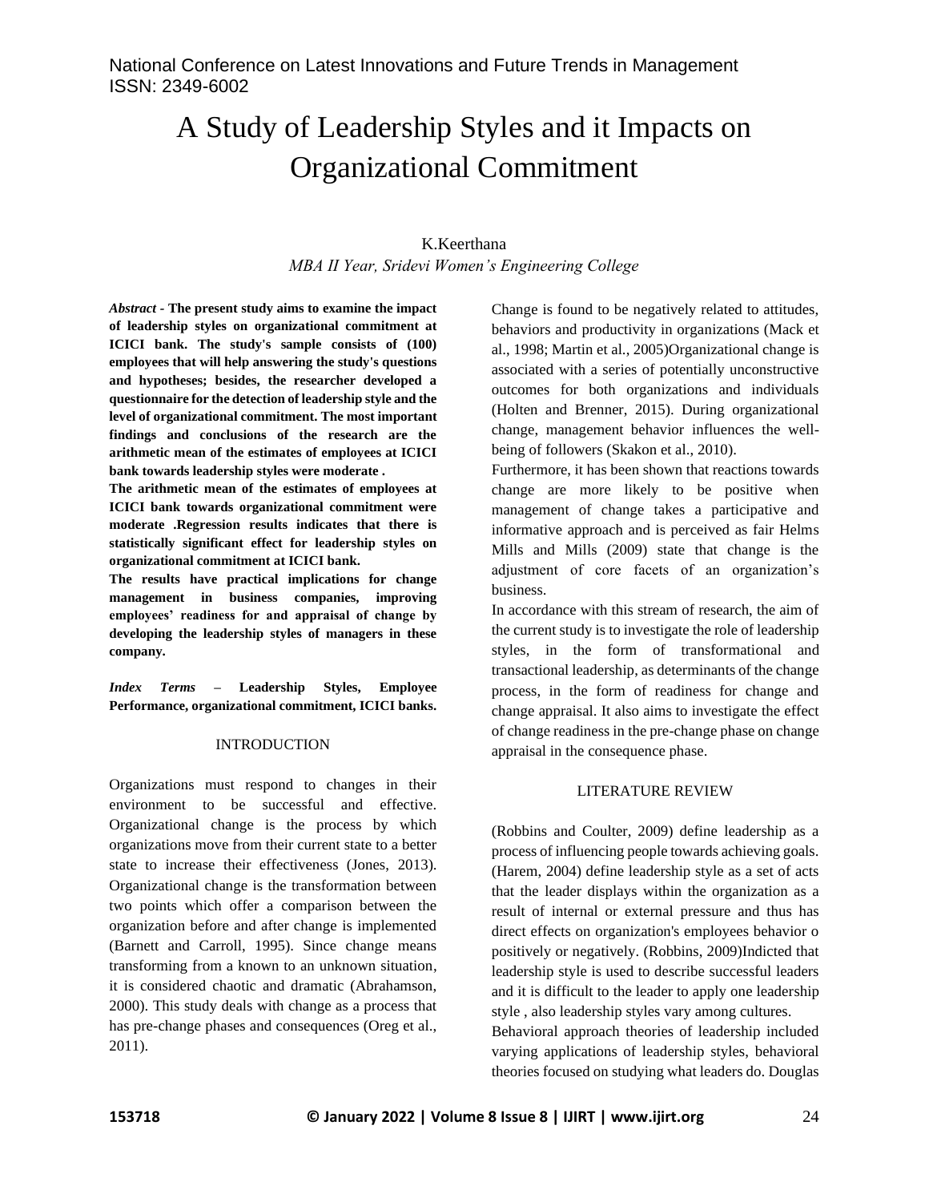# A Study of Leadership Styles and it Impacts on Organizational Commitment

K.Keerthana

*MBA II Year, Sridevi Women's Engineering College*

***Abstract* - The present study aims to examine the impact of leadership styles on organizational commitment at ICICI bank. The study's sample consists of (100) employees that will help answering the study's questions and hypotheses; besides, the researcher developed a questionnaire for the detection of leadership style and the level of organizational commitment. The most important findings and conclusions of the research are the arithmetic mean of the estimates of employees at ICICI bank towards leadership styles were moderate .**

**The arithmetic mean of the estimates of employees at ICICI bank towards organizational commitment were moderate .Regression results indicates that there is statistically significant effect for leadership styles on organizational commitment at ICICI bank.**

**The results have practical implications for change management in business companies, improving employees' readiness for and appraisal of change by developing the leadership styles of managers in these company.**

***Index Terms* – Leadership Styles, Employee Performance, organizational commitment, ICICI banks.**

## INTRODUCTION

Organizations must respond to changes in their environment to be successful and effective. Organizational change is the process by which organizations move from their current state to a better state to increase their effectiveness (Jones, 2013). Organizational change is the transformation between two points which offer a comparison between the organization before and after change is implemented (Barnett and Carroll, 1995). Since change means transforming from a known to an unknown situation, it is considered chaotic and dramatic (Abrahamson, 2000). This study deals with change as a process that has pre-change phases and consequences (Oreg et al., 2011).

Change is found to be negatively related to attitudes, behaviors and productivity in organizations (Mack et al., 1998; Martin et al., 2005)Organizational change is associated with a series of potentially unconstructive outcomes for both organizations and individuals (Holten and Brenner, 2015). During organizational change, management behavior influences the well-being of followers (Skakon et al., 2010).

Furthermore, it has been shown that reactions towards change are more likely to be positive when management of change takes a participative and informative approach and is perceived as fair Helms Mills and Mills (2009) state that change is the adjustment of core facets of an organization's business.

In accordance with this stream of research, the aim of the current study is to investigate the role of leadership styles, in the form of transformational and transactional leadership, as determinants of the change process, in the form of readiness for change and change appraisal. It also aims to investigate the effect of change readiness in the pre-change phase on change appraisal in the consequence phase.

## LITERATURE REVIEW

(Robbins and Coulter, 2009) define leadership as a process of influencing people towards achieving goals. (Harem, 2004) define leadership style as a set of acts that the leader displays within the organization as a result of internal or external pressure and thus has direct effects on organization's employees behavior o positively or negatively. (Robbins, 2009)Indicted that leadership style is used to describe successful leaders and it is difficult to the leader to apply one leadership style , also leadership styles vary among cultures.

Behavioral approach theories of leadership included varying applications of leadership styles, behavioral theories focused on studying what leaders do. Douglas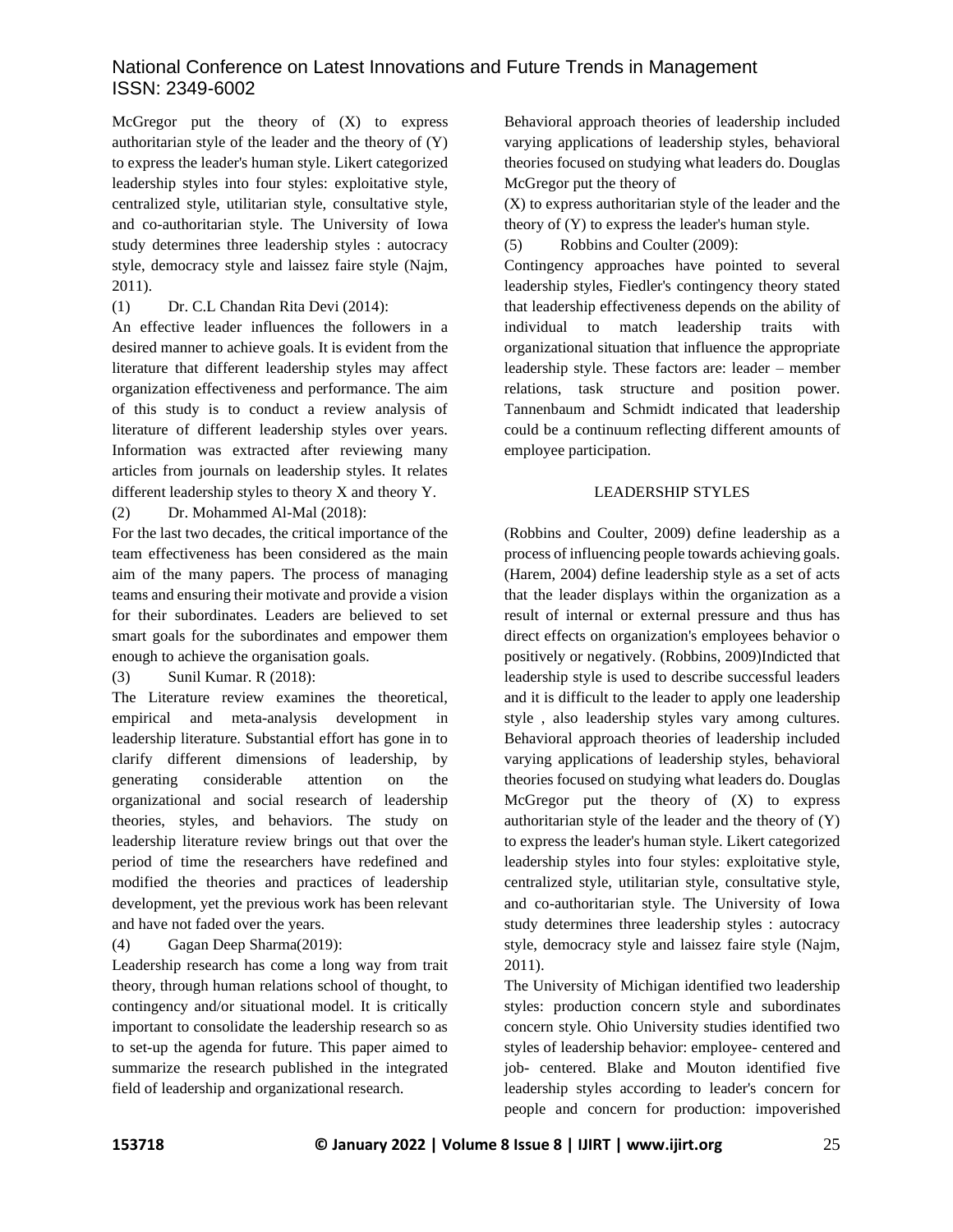McGregor put the theory of (X) to express authoritarian style of the leader and the theory of (Y) to express the leader's human style. Likert categorized leadership styles into four styles: exploitative style, centralized style, utilitarian style, consultative style, and co-authoritarian style. The University of Iowa study determines three leadership styles : autocracy style, democracy style and laissez faire style (Najm, 2011).

(1) Dr. C.L Chandan Rita Devi (2014):

An effective leader influences the followers in a desired manner to achieve goals. It is evident from the literature that different leadership styles may affect organization effectiveness and performance. The aim of this study is to conduct a review analysis of literature of different leadership styles over years. Information was extracted after reviewing many articles from journals on leadership styles. It relates different leadership styles to theory X and theory Y.

(2) Dr. Mohammed Al-Mal (2018):

For the last two decades, the critical importance of the team effectiveness has been considered as the main aim of the many papers. The process of managing teams and ensuring their motivate and provide a vision for their subordinates. Leaders are believed to set smart goals for the subordinates and empower them enough to achieve the organisation goals.

(3) Sunil Kumar. R (2018):

The Literature review examines the theoretical, empirical and meta-analysis development in leadership literature. Substantial effort has gone in to clarify different dimensions of leadership, by generating considerable attention on the organizational and social research of leadership theories, styles, and behaviors. The study on leadership literature review brings out that over the period of time the researchers have redefined and modified the theories and practices of leadership development, yet the previous work has been relevant and have not faded over the years.

(4) Gagan Deep Sharma(2019):

Leadership research has come a long way from trait theory, through human relations school of thought, to contingency and/or situational model. It is critically important to consolidate the leadership research so as to set-up the agenda for future. This paper aimed to summarize the research published in the integrated field of leadership and organizational research.

Behavioral approach theories of leadership included varying applications of leadership styles, behavioral theories focused on studying what leaders do. Douglas McGregor put the theory of

(X) to express authoritarian style of the leader and the theory of (Y) to express the leader's human style.

(5) Robbins and Coulter (2009):

Contingency approaches have pointed to several leadership styles, Fiedler's contingency theory stated that leadership effectiveness depends on the ability of individual to match leadership traits with organizational situation that influence the appropriate leadership style. These factors are: leader – member relations, task structure and position power. Tannenbaum and Schmidt indicated that leadership could be a continuum reflecting different amounts of employee participation.

## LEADERSHIP STYLES

(Robbins and Coulter, 2009) define leadership as a process of influencing people towards achieving goals. (Harem, 2004) define leadership style as a set of acts that the leader displays within the organization as a result of internal or external pressure and thus has direct effects on organization's employees behavior o positively or negatively. (Robbins, 2009)Indicted that leadership style is used to describe successful leaders and it is difficult to the leader to apply one leadership style , also leadership styles vary among cultures. Behavioral approach theories of leadership included varying applications of leadership styles, behavioral theories focused on studying what leaders do. Douglas McGregor put the theory of (X) to express authoritarian style of the leader and the theory of (Y) to express the leader's human style. Likert categorized leadership styles into four styles: exploitative style, centralized style, utilitarian style, consultative style, and co-authoritarian style. The University of Iowa study determines three leadership styles : autocracy style, democracy style and laissez faire style (Najm, 2011).

The University of Michigan identified two leadership styles: production concern style and subordinates concern style. Ohio University studies identified two styles of leadership behavior: employee- centered and job- centered. Blake and Mouton identified five leadership styles according to leader's concern for people and concern for production: impoverished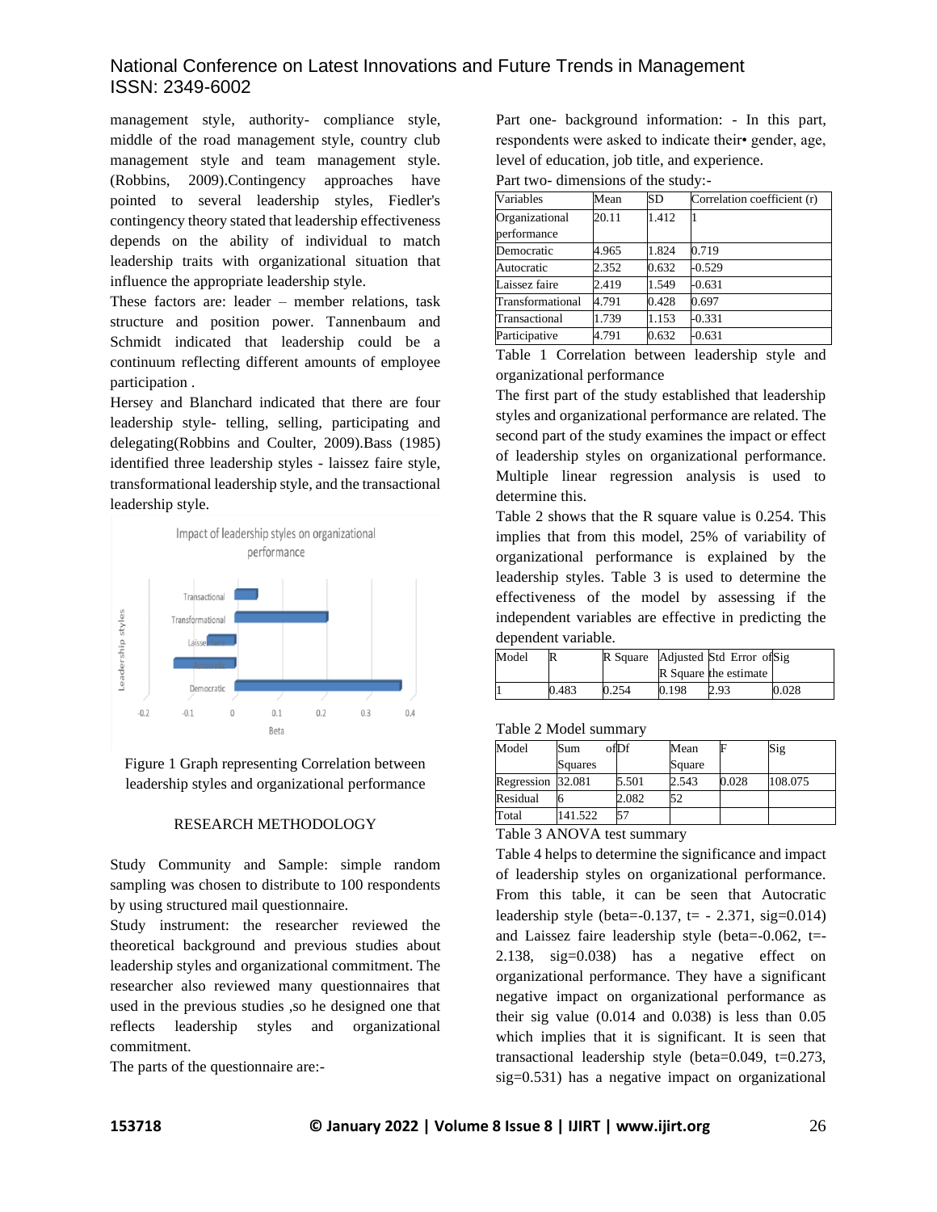management style, authority- compliance style, middle of the road management style, country club management style and team management style. (Robbins, 2009).Contingency approaches have pointed to several leadership styles, Fiedler's contingency theory stated that leadership effectiveness depends on the ability of individual to match leadership traits with organizational situation that influence the appropriate leadership style.

These factors are: leader – member relations, task structure and position power. Tannenbaum and Schmidt indicated that leadership could be a continuum reflecting different amounts of employee participation .

Hersey and Blanchard indicated that there are four leadership style- telling, selling, participating and delegating(Robbins and Coulter, 2009).Bass (1985) identified three leadership styles - laissez faire style, transformational leadership style, and the transactional leadership style.

Figure 1 Graph representing Correlation between leadership styles and organizational performance

## RESEARCH METHODOLOGY

Study Community and Sample: simple random sampling was chosen to distribute to 100 respondents by using structured mail questionnaire.

Study instrument: the researcher reviewed the theoretical background and previous studies about leadership styles and organizational commitment. The researcher also reviewed many questionnaires that used in the previous studies ,so he designed one that reflects leadership styles and organizational commitment.

The parts of the questionnaire are:-

Part one- background information: - In this part, respondents were asked to indicate their• gender, age, level of education, job title, and experience.

Part two- dimensions of the study:-

| Variables | Mean | SD | Correlation coefficient (r) |
|---|---|---|---|
| Organizational performance | 20.11 | 1.412 | 1 |
| Democratic | 4.965 | 1.824 | 0.719 |
| Autocratic | 2.352 | 0.632 | -0.529 |
| Laissez faire | 2.419 | 1.549 | -0.631 |
| Transformational | 4.791 | 0.428 | 0.697 |
| Transactional | 1.739 | 1.153 | -0.331 |
| Participative | 4.791 | 0.632 | -0.631 |

Table 1 Correlation between leadership style and organizational performance

The first part of the study established that leadership styles and organizational performance are related. The second part of the study examines the impact or effect of leadership styles on organizational performance. Multiple linear regression analysis is used to determine this.

Table 2 shows that the R square value is 0.254. This implies that from this model, 25% of variability of organizational performance is explained by the leadership styles. Table 3 is used to determine the effectiveness of the model by assessing if the independent variables are effective in predicting the dependent variable.

| Model | R | R Square | Adjusted R Square | Std Error of the estimate | Sig |
|---|---|---|---|---|---|
| 1 | 0.483 | 0.254 | 0.198 | 2.93 | 0.028 |

Table 2 Model summary

| Model | Sum of Squares | Df | Mean Square | F | Sig |
|---|---|---|---|---|---|
| Regression | 32.081 | 5.501 | 2.543 | 0.028 | 108.075 |
| Residual | 6 | 2.082 | 52 | | |
| Total | 141.522 | 57 | | | |

Table 3 ANOVA test summary

Table 4 helps to determine the significance and impact of leadership styles on organizational performance. From this table, it can be seen that Autocratic leadership style (beta=-0.137, t= - 2.371, sig=0.014) and Laissez faire leadership style (beta=-0.062, t=-2.138, sig=0.038) has a negative effect on organizational performance. They have a significant negative impact on organizational performance as their sig value (0.014 and 0.038) is less than 0.05 which implies that it is significant. It is seen that transactional leadership style (beta=0.049, t=0.273, sig=0.531) has a negative impact on organizational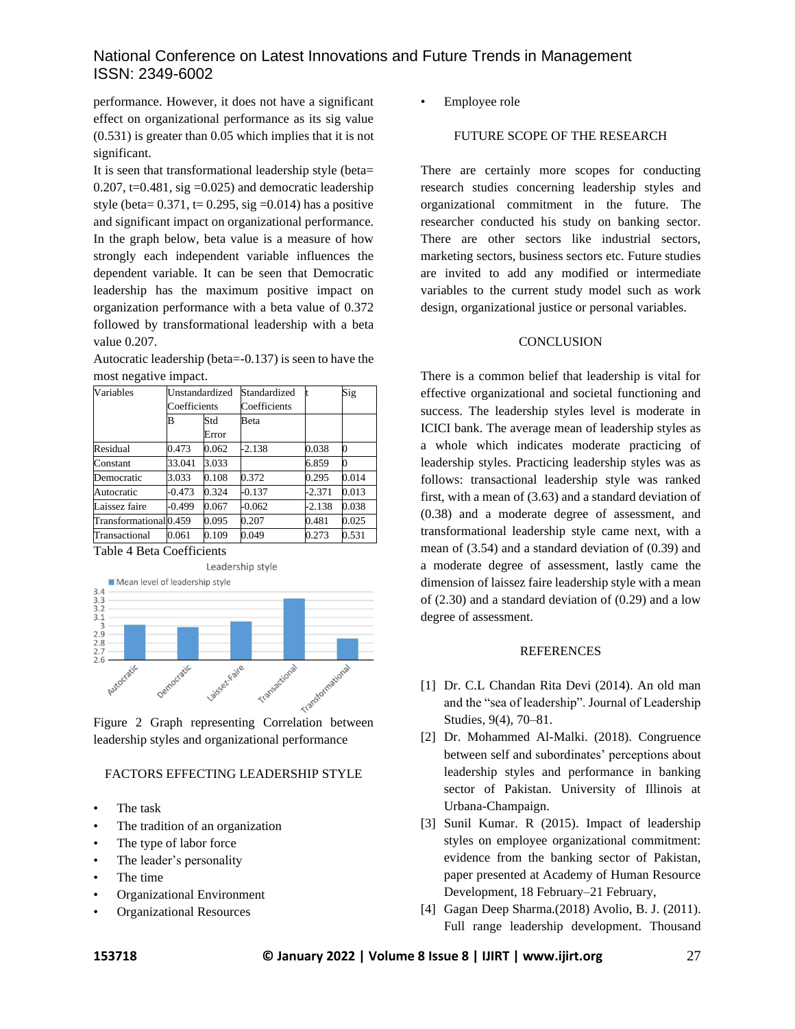performance. However, it does not have a significant effect on organizational performance as its sig value (0.531) is greater than 0.05 which implies that it is not significant.

It is seen that transformational leadership style (beta= 0.207, t=0.481, sig =0.025) and democratic leadership style (beta= 0.371, t= 0.295, sig =0.014) has a positive and significant impact on organizational performance. In the graph below, beta value is a measure of how strongly each independent variable influences the dependent variable. It can be seen that Democratic leadership has the maximum positive impact on organization performance with a beta value of 0.372 followed by transformational leadership with a beta value 0.207.

Autocratic leadership (beta=-0.137) is seen to have the most negative impact.

| Variables | Unstandardized Coefficients | | Standardized Coefficients | t | Sig |
|---|---|---|---|---|---|
| | B | Std Error | Beta | | |
| Residual | 0.473 | 0.062 | -2.138 | 0.038 | 0 |
| Constant | 33.041 | 3.033 | | 6.859 | 0 |
| Democratic | 3.033 | 0.108 | 0.372 | 0.295 | 0.014 |
| Autocratic | -0.473 | 0.324 | -0.137 | -2.371 | 0.013 |
| Laissez faire | -0.499 | 0.067 | -0.062 | -2.138 | 0.038 |
| Transformational | 0.459 | 0.095 | 0.207 | 0.481 | 0.025 |
| Transactional | 0.061 | 0.109 | 0.049 | 0.273 | 0.531 |

Table 4 Beta Coefficients

Figure 2 Graph representing Correlation between leadership styles and organizational performance

## FACTORS EFFECTING LEADERSHIP STYLE

- The task
- The tradition of an organization
- The type of labor force
- The leader's personality
- The time
- Organizational Environment
- Organizational Resources
- Employee role

## FUTURE SCOPE OF THE RESEARCH

There are certainly more scopes for conducting research studies concerning leadership styles and organizational commitment in the future. The researcher conducted his study on banking sector. There are other sectors like industrial sectors, marketing sectors, business sectors etc. Future studies are invited to add any modified or intermediate variables to the current study model such as work design, organizational justice or personal variables.

## CONCLUSION

There is a common belief that leadership is vital for effective organizational and societal functioning and success. The leadership styles level is moderate in ICICI bank. The average mean of leadership styles as a whole which indicates moderate practicing of leadership styles. Practicing leadership styles was as follows: transactional leadership style was ranked first, with a mean of (3.63) and a standard deviation of (0.38) and a moderate degree of assessment, and transformational leadership style came next, with a mean of (3.54) and a standard deviation of (0.39) and a moderate degree of assessment, lastly came the dimension of laissez faire leadership style with a mean of (2.30) and a standard deviation of (0.29) and a low degree of assessment.

## REFERENCES

[1] Dr. C.L Chandan Rita Devi (2014). An old man and the "sea of leadership". Journal of Leadership Studies, 9(4), 70–81.

[2] Dr. Mohammed Al-Malki. (2018). Congruence between self and subordinates' perceptions about leadership styles and performance in banking sector of Pakistan. University of Illinois at Urbana-Champaign.

[3] Sunil Kumar. R (2015). Impact of leadership styles on employee organizational commitment: evidence from the banking sector of Pakistan, paper presented at Academy of Human Resource Development, 18 February–21 February,

[4] Gagan Deep Sharma.(2018) Avolio, B. J. (2011). Full range leadership development. Thousand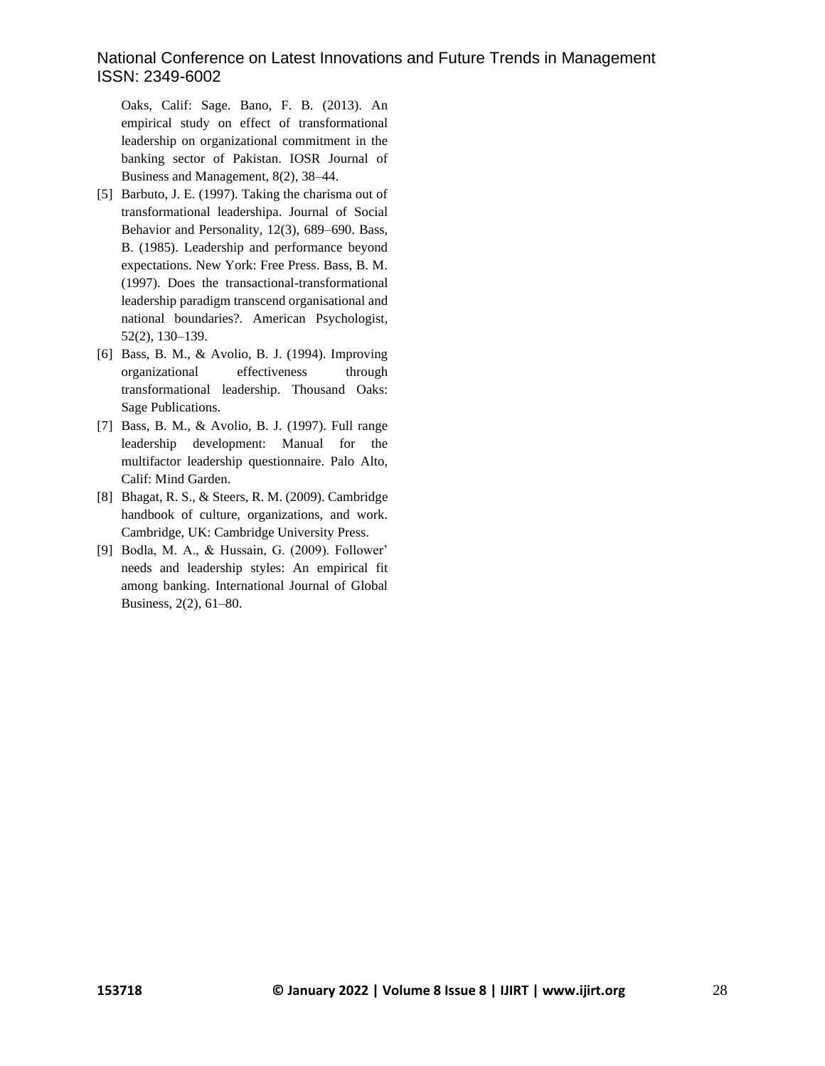Oaks, Calif: Sage. Bano, F. B. (2013). An empirical study on effect of transformational leadership on organizational commitment in the banking sector of Pakistan. IOSR Journal of Business and Management, 8(2), 38–44.

[5] Barbuto, J. E. (1997). Taking the charisma out of transformational leadershipa. Journal of Social Behavior and Personality, 12(3), 689–690. Bass, B. (1985). Leadership and performance beyond expectations. New York: Free Press. Bass, B. M. (1997). Does the transactional-transformational leadership paradigm transcend organisational and national boundaries?. American Psychologist, 52(2), 130–139.

[6] Bass, B. M., & Avolio, B. J. (1994). Improving organizational effectiveness through transformational leadership. Thousand Oaks: Sage Publications.

[7] Bass, B. M., & Avolio, B. J. (1997). Full range leadership development: Manual for the multifactor leadership questionnaire. Palo Alto, Calif: Mind Garden.

[8] Bhagat, R. S., & Steers, R. M. (2009). Cambridge handbook of culture, organizations, and work. Cambridge, UK: Cambridge University Press.

[9] Bodla, M. A., & Hussain, G. (2009). Follower' needs and leadership styles: An empirical fit among banking. International Journal of Global Business, 2(2), 61–80.